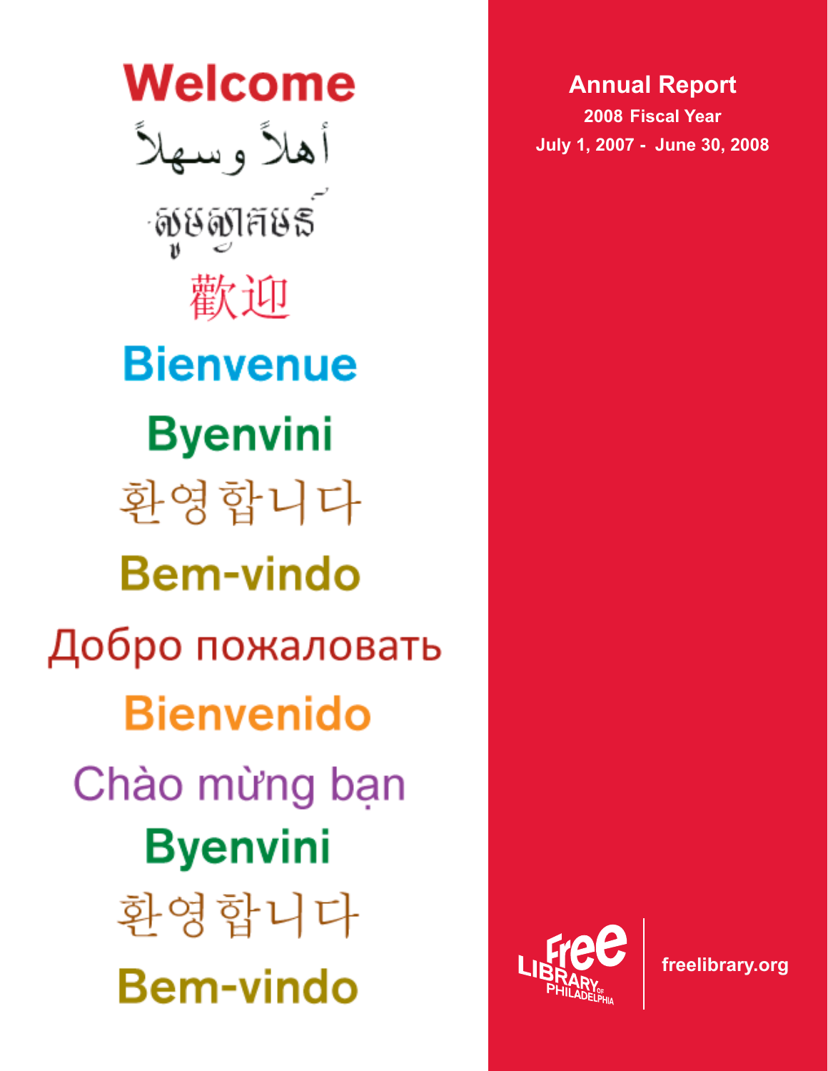Welcome

أهلاً وسهلاً

សូមស្វាគមន៍

歡迎

Bienvenue

Byenvini

환영합니다

Bem-vindo

Добро пожаловать

Bienvenido

Chào mừng bạn

Byenvini

환영합니다

Bem-vindo

# Annual Report

**2008 Fiscal Year**

**July 1, 2007 - June 30, 2008**

Free Library of Philadelphia

freelibrary.org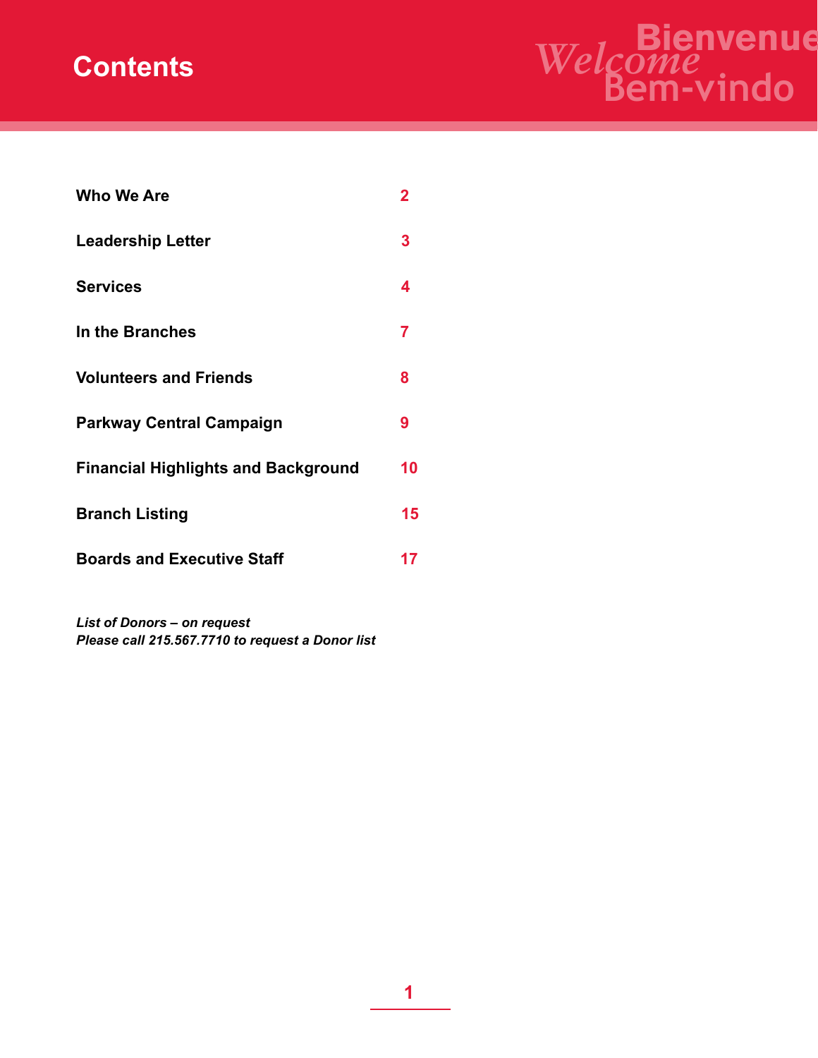# Contents

Welcome Bienvenue Bem-vindo

| | |
|---|---|
| **Who We Are** | **2** |
| **Leadership Letter** | **3** |
| **Services** | **4** |
| **In the Branches** | **7** |
| **Volunteers and Friends** | **8** |
| **Parkway Central Campaign** | **9** |
| **Financial Highlights and Background** | **10** |
| **Branch Listing** | **15** |
| **Boards and Executive Staff** | **17** |

***List of Donors – on request***
***Please call 215.567.7710 to request a Donor list***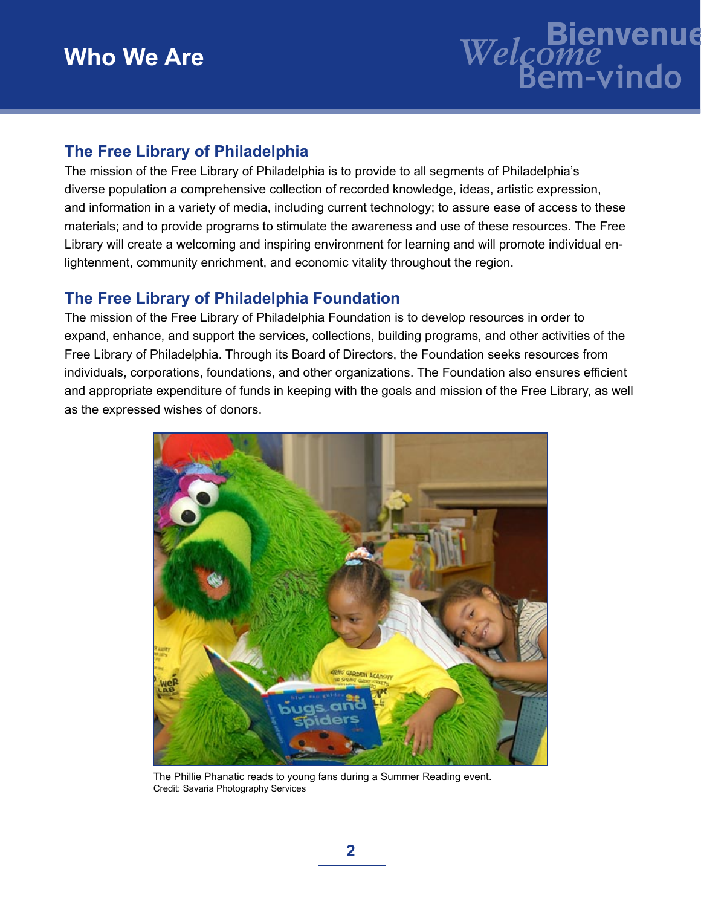# Who We Are

## The Free Library of Philadelphia

The mission of the Free Library of Philadelphia is to provide to all segments of Philadelphia's diverse population a comprehensive collection of recorded knowledge, ideas, artistic expression, and information in a variety of media, including current technology; to assure ease of access to these materials; and to provide programs to stimulate the awareness and use of these resources. The Free Library will create a welcoming and inspiring environment for learning and will promote individual enlightenment, community enrichment, and economic vitality throughout the region.

## The Free Library of Philadelphia Foundation

The mission of the Free Library of Philadelphia Foundation is to develop resources in order to expand, enhance, and support the services, collections, building programs, and other activities of the Free Library of Philadelphia. Through its Board of Directors, the Foundation seeks resources from individuals, corporations, foundations, and other organizations. The Foundation also ensures efficient and appropriate expenditure of funds in keeping with the goals and mission of the Free Library, as well as the expressed wishes of donors.

The Phillie Phanatic reads to young fans during a Summer Reading event.
Credit: Savaria Photography Services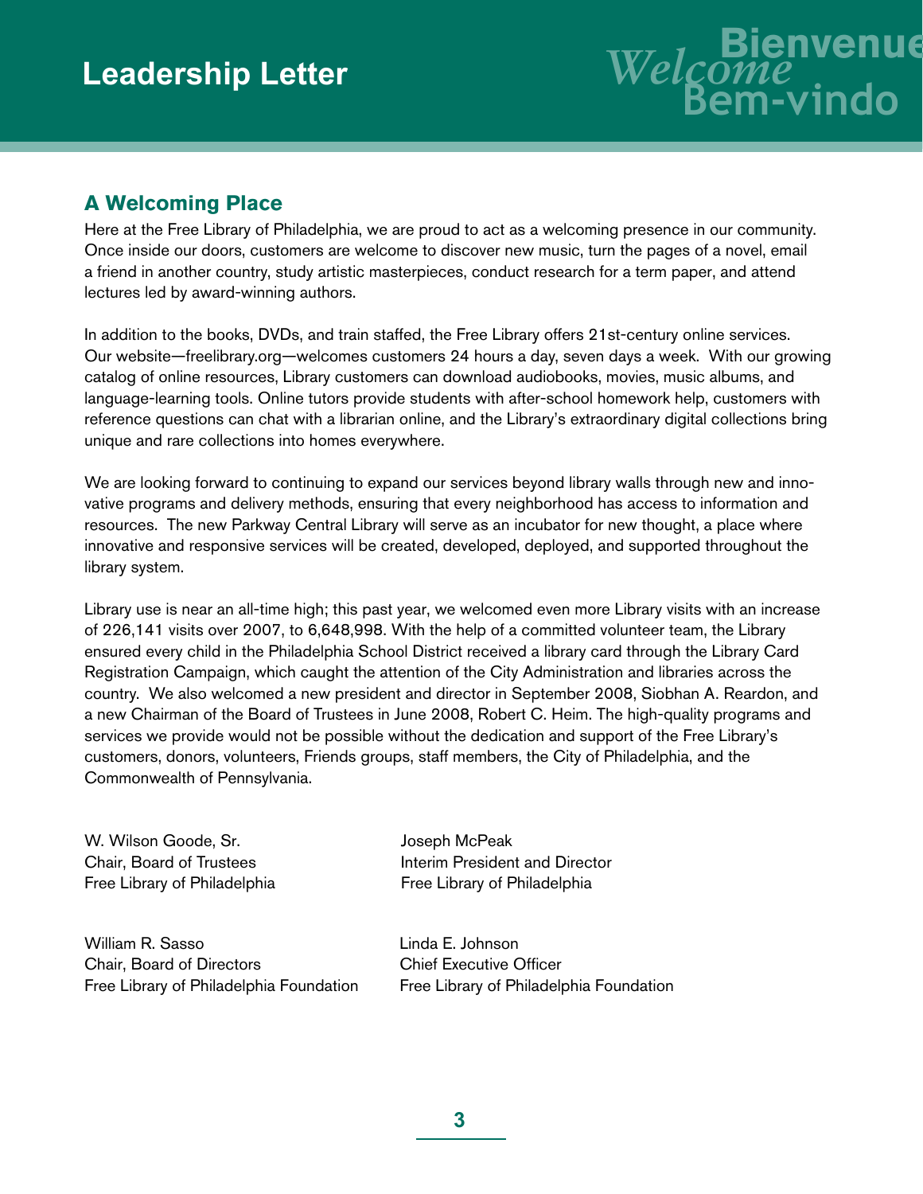# Leadership Letter

*Welcome* Bienvenue Bem-vindo

## A Welcoming Place

Here at the Free Library of Philadelphia, we are proud to act as a welcoming presence in our community. Once inside our doors, customers are welcome to discover new music, turn the pages of a novel, email a friend in another country, study artistic masterpieces, conduct research for a term paper, and attend lectures led by award-winning authors.

In addition to the books, DVDs, and train staffed, the Free Library offers 21st-century online services. Our website—freelibrary.org—welcomes customers 24 hours a day, seven days a week. With our growing catalog of online resources, Library customers can download audiobooks, movies, music albums, and language-learning tools. Online tutors provide students with after-school homework help, customers with reference questions can chat with a librarian online, and the Library's extraordinary digital collections bring unique and rare collections into homes everywhere.

We are looking forward to continuing to expand our services beyond library walls through new and innovative programs and delivery methods, ensuring that every neighborhood has access to information and resources. The new Parkway Central Library will serve as an incubator for new thought, a place where innovative and responsive services will be created, developed, deployed, and supported throughout the library system.

Library use is near an all-time high; this past year, we welcomed even more Library visits with an increase of 226,141 visits over 2007, to 6,648,998. With the help of a committed volunteer team, the Library ensured every child in the Philadelphia School District received a library card through the Library Card Registration Campaign, which caught the attention of the City Administration and libraries across the country. We also welcomed a new president and director in September 2008, Siobhan A. Reardon, and a new Chairman of the Board of Trustees in June 2008, Robert C. Heim. The high-quality programs and services we provide would not be possible without the dedication and support of the Free Library's customers, donors, volunteers, Friends groups, staff members, the City of Philadelphia, and the Commonwealth of Pennsylvania.

W. Wilson Goode, Sr.
Chair, Board of Trustees
Free Library of Philadelphia

Joseph McPeak
Interim President and Director
Free Library of Philadelphia

William R. Sasso
Chair, Board of Directors
Free Library of Philadelphia Foundation

Linda E. Johnson
Chief Executive Officer
Free Library of Philadelphia Foundation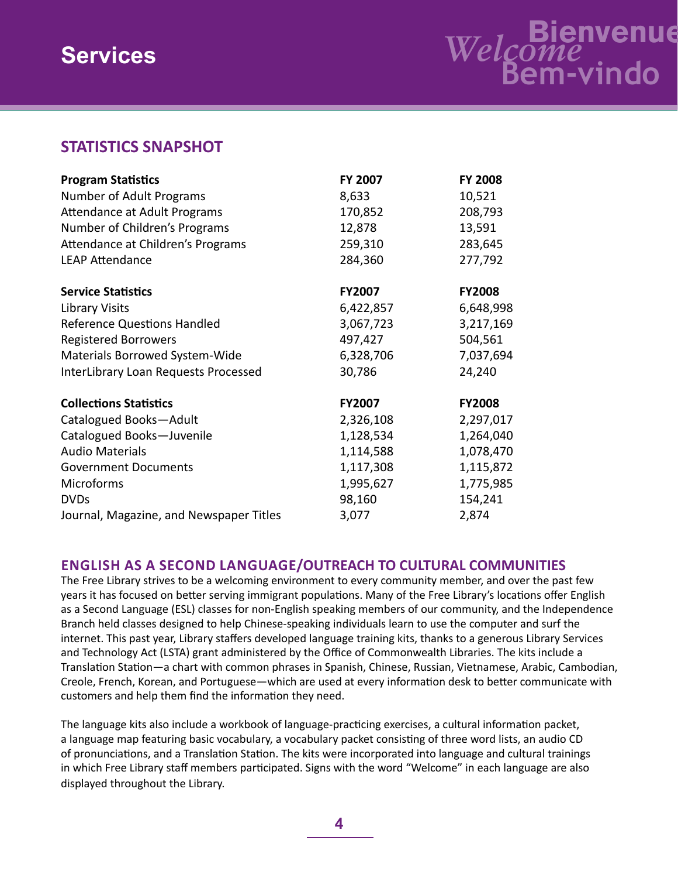# Services

Welcome Bienvenue Bem-vindo

## STATISTICS SNAPSHOT

| Program Statistics | FY 2007 | FY 2008 |
| --- | --- | --- |
| Number of Adult Programs | 8,633 | 10,521 |
| Attendance at Adult Programs | 170,852 | 208,793 |
| Number of Children's Programs | 12,878 | 13,591 |
| Attendance at Children's Programs | 259,310 | 283,645 |
| LEAP Attendance | 284,360 | 277,792 |

| Service Statistics | FY2007 | FY2008 |
| --- | --- | --- |
| Library Visits | 6,422,857 | 6,648,998 |
| Reference Questions Handled | 3,067,723 | 3,217,169 |
| Registered Borrowers | 497,427 | 504,561 |
| Materials Borrowed System-Wide | 6,328,706 | 7,037,694 |
| InterLibrary Loan Requests Processed | 30,786 | 24,240 |

| Collections Statistics | FY2007 | FY2008 |
| --- | --- | --- |
| Catalogued Books—Adult | 2,326,108 | 2,297,017 |
| Catalogued Books—Juvenile | 1,128,534 | 1,264,040 |
| Audio Materials | 1,114,588 | 1,078,470 |
| Government Documents | 1,117,308 | 1,115,872 |
| Microforms | 1,995,627 | 1,775,985 |
| DVDs | 98,160 | 154,241 |
| Journal, Magazine, and Newspaper Titles | 3,077 | 2,874 |

## ENGLISH AS A SECOND LANGUAGE/OUTREACH TO CULTURAL COMMUNITIES

The Free Library strives to be a welcoming environment to every community member, and over the past few years it has focused on better serving immigrant populations. Many of the Free Library's locations offer English as a Second Language (ESL) classes for non-English speaking members of our community, and the Independence Branch held classes designed to help Chinese-speaking individuals learn to use the computer and surf the internet. This past year, Library staffers developed language training kits, thanks to a generous Library Services and Technology Act (LSTA) grant administered by the Office of Commonwealth Libraries. The kits include a Translation Station—a chart with common phrases in Spanish, Chinese, Russian, Vietnamese, Arabic, Cambodian, Creole, French, Korean, and Portuguese—which are used at every information desk to better communicate with customers and help them find the information they need.

The language kits also include a workbook of language-practicing exercises, a cultural information packet, a language map featuring basic vocabulary, a vocabulary packet consisting of three word lists, an audio CD of pronunciations, and a Translation Station. The kits were incorporated into language and cultural trainings in which Free Library staff members participated. Signs with the word "Welcome" in each language are also displayed throughout the Library.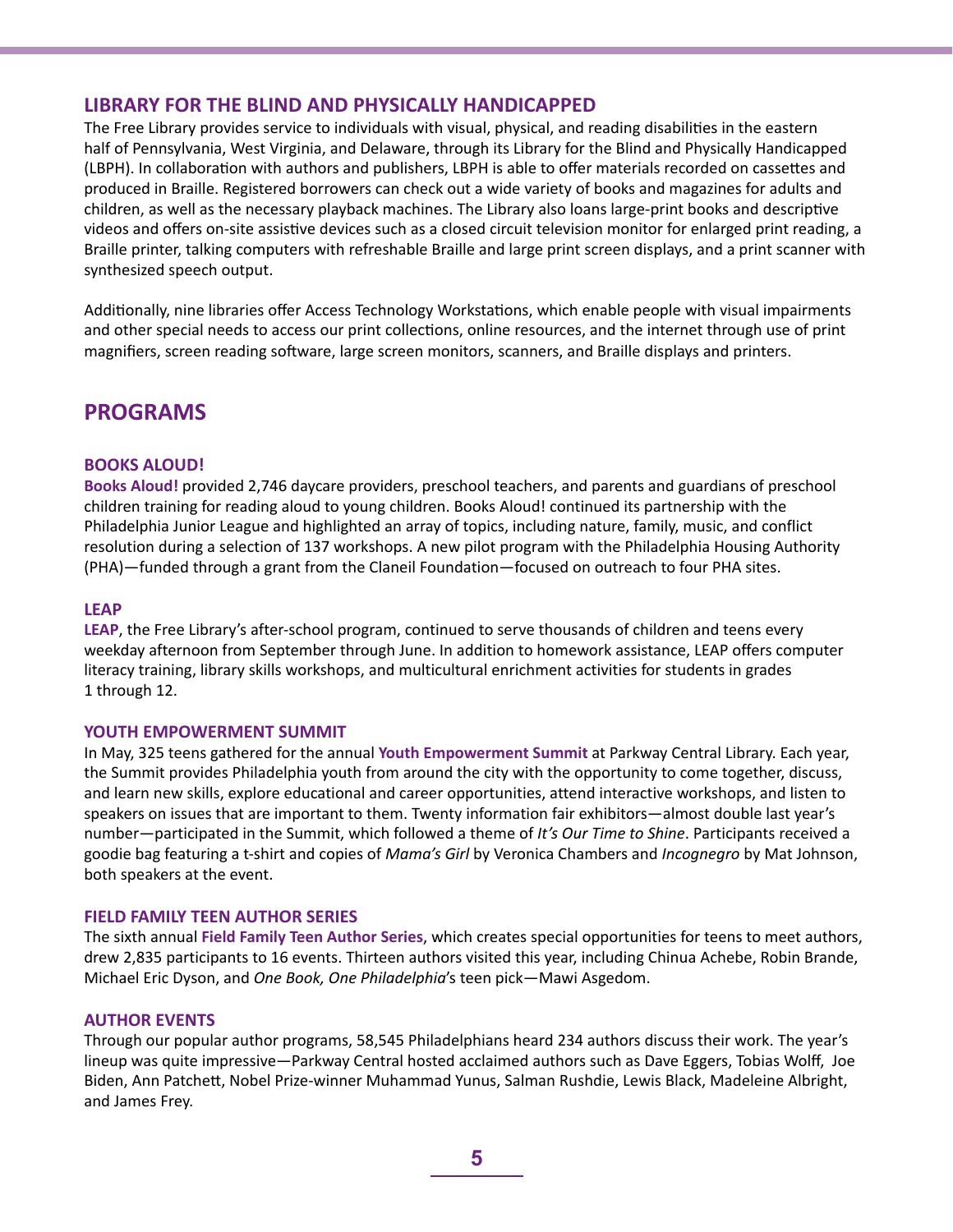### LIBRARY FOR THE BLIND AND PHYSICALLY HANDICAPPED

The Free Library provides service to individuals with visual, physical, and reading disabilities in the eastern half of Pennsylvania, West Virginia, and Delaware, through its Library for the Blind and Physically Handicapped (LBPH). In collaboration with authors and publishers, LBPH is able to offer materials recorded on cassettes and produced in Braille. Registered borrowers can check out a wide variety of books and magazines for adults and children, as well as the necessary playback machines. The Library also loans large-print books and descriptive videos and offers on-site assistive devices such as a closed circuit television monitor for enlarged print reading, a Braille printer, talking computers with refreshable Braille and large print screen displays, and a print scanner with synthesized speech output.

Additionally, nine libraries offer Access Technology Workstations, which enable people with visual impairments and other special needs to access our print collections, online resources, and the internet through use of print magnifiers, screen reading software, large screen monitors, scanners, and Braille displays and printers.

## PROGRAMS

### BOOKS ALOUD!

**Books Aloud!** provided 2,746 daycare providers, preschool teachers, and parents and guardians of preschool children training for reading aloud to young children. Books Aloud! continued its partnership with the Philadelphia Junior League and highlighted an array of topics, including nature, family, music, and conflict resolution during a selection of 137 workshops. A new pilot program with the Philadelphia Housing Authority (PHA)—funded through a grant from the Claneil Foundation—focused on outreach to four PHA sites.

### LEAP

**LEAP**, the Free Library's after-school program, continued to serve thousands of children and teens every weekday afternoon from September through June. In addition to homework assistance, LEAP offers computer literacy training, library skills workshops, and multicultural enrichment activities for students in grades 1 through 12.

### YOUTH EMPOWERMENT SUMMIT

In May, 325 teens gathered for the annual **Youth Empowerment Summit** at Parkway Central Library. Each year, the Summit provides Philadelphia youth from around the city with the opportunity to come together, discuss, and learn new skills, explore educational and career opportunities, attend interactive workshops, and listen to speakers on issues that are important to them. Twenty information fair exhibitors—almost double last year's number—participated in the Summit, which followed a theme of *It's Our Time to Shine*. Participants received a goodie bag featuring a t-shirt and copies of *Mama's Girl* by Veronica Chambers and *Incognegro* by Mat Johnson, both speakers at the event.

### FIELD FAMILY TEEN AUTHOR SERIES

The sixth annual **Field Family Teen Author Series**, which creates special opportunities for teens to meet authors, drew 2,835 participants to 16 events. Thirteen authors visited this year, including Chinua Achebe, Robin Brande, Michael Eric Dyson, and *One Book, One Philadelphia*'s teen pick—Mawi Asgedom.

### AUTHOR EVENTS

Through our popular author programs, 58,545 Philadelphians heard 234 authors discuss their work. The year's lineup was quite impressive—Parkway Central hosted acclaimed authors such as Dave Eggers, Tobias Wolff, Joe Biden, Ann Patchett, Nobel Prize-winner Muhammad Yunus, Salman Rushdie, Lewis Black, Madeleine Albright, and James Frey.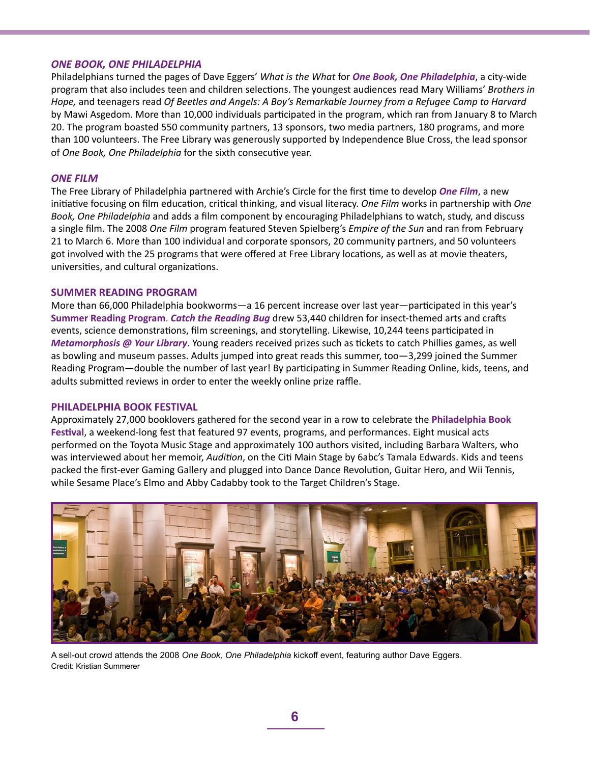### *ONE BOOK, ONE PHILADELPHIA*

Philadelphians turned the pages of Dave Eggers' *What is the What* for ***One Book, One Philadelphia***, a city-wide program that also includes teen and children selections. The youngest audiences read Mary Williams' *Brothers in Hope,* and teenagers read *Of Beetles and Angels: A Boy's Remarkable Journey from a Refugee Camp to Harvard* by Mawi Asgedom. More than 10,000 individuals participated in the program, which ran from January 8 to March 20. The program boasted 550 community partners, 13 sponsors, two media partners, 180 programs, and more than 100 volunteers. The Free Library was generously supported by Independence Blue Cross, the lead sponsor of *One Book, One Philadelphia* for the sixth consecutive year.

### *ONE FILM*

The Free Library of Philadelphia partnered with Archie's Circle for the first time to develop ***One Film***, a new initiative focusing on film education, critical thinking, and visual literacy. *One Film* works in partnership with *One Book, One Philadelphia* and adds a film component by encouraging Philadelphians to watch, study, and discuss a single film. The 2008 *One Film* program featured Steven Spielberg's *Empire of the Sun* and ran from February 21 to March 6. More than 100 individual and corporate sponsors, 20 community partners, and 50 volunteers got involved with the 25 programs that were offered at Free Library locations, as well as at movie theaters, universities, and cultural organizations.

### SUMMER READING PROGRAM

More than 66,000 Philadelphia bookworms—a 16 percent increase over last year—participated in this year's **Summer Reading Program**. ***Catch the Reading Bug*** drew 53,440 children for insect-themed arts and crafts events, science demonstrations, film screenings, and storytelling. Likewise, 10,244 teens participated in ***Metamorphosis @ Your Library***. Young readers received prizes such as tickets to catch Phillies games, as well as bowling and museum passes. Adults jumped into great reads this summer, too—3,299 joined the Summer Reading Program—double the number of last year! By participating in Summer Reading Online, kids, teens, and adults submitted reviews in order to enter the weekly online prize raffle.

### PHILADELPHIA BOOK FESTIVAL

Approximately 27,000 booklovers gathered for the second year in a row to celebrate the **Philadelphia Book Festival**, a weekend-long fest that featured 97 events, programs, and performances. Eight musical acts performed on the Toyota Music Stage and approximately 100 authors visited, including Barbara Walters, who was interviewed about her memoir, *Audition*, on the Citi Main Stage by 6abc's Tamala Edwards. Kids and teens packed the first-ever Gaming Gallery and plugged into Dance Dance Revolution, Guitar Hero, and Wii Tennis, while Sesame Place's Elmo and Abby Cadabby took to the Target Children's Stage.

A sell-out crowd attends the 2008 *One Book, One Philadelphia* kickoff event, featuring author Dave Eggers.
Credit: Kristian Summerer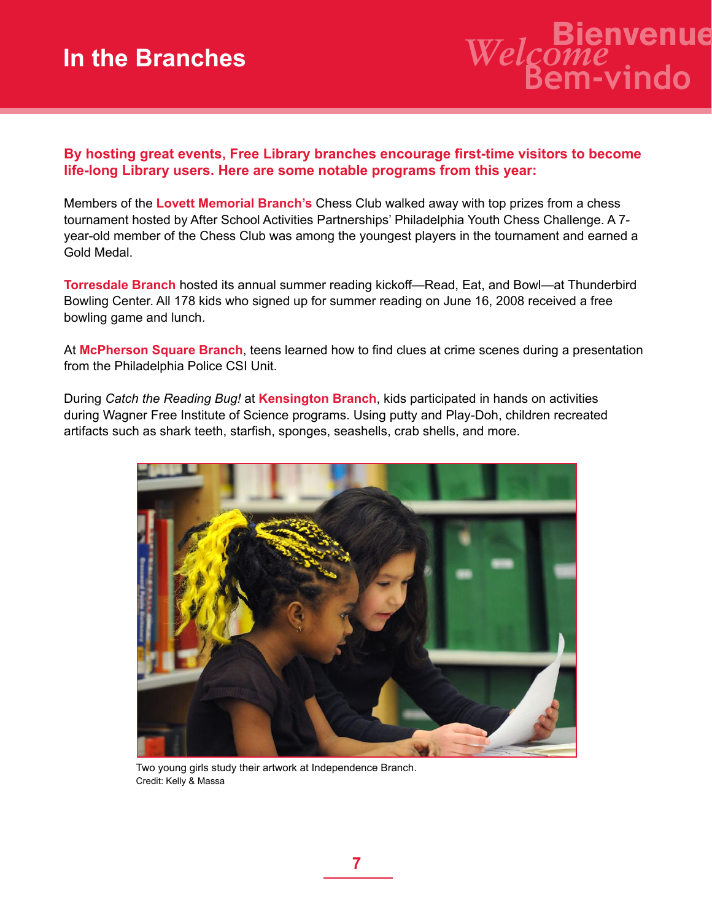# In the Branches

Welcome Bienvenue Bem-vindo

**By hosting great events, Free Library branches encourage first-time visitors to become life-long Library users. Here are some notable programs from this year:**

Members of the **Lovett Memorial Branch's** Chess Club walked away with top prizes from a chess tournament hosted by After School Activities Partnerships' Philadelphia Youth Chess Challenge. A 7-year-old member of the Chess Club was among the youngest players in the tournament and earned a Gold Medal.

**Torresdale Branch** hosted its annual summer reading kickoff—Read, Eat, and Bowl—at Thunderbird Bowling Center. All 178 kids who signed up for summer reading on June 16, 2008 received a free bowling game and lunch.

At **McPherson Square Branch**, teens learned how to find clues at crime scenes during a presentation from the Philadelphia Police CSI Unit.

During *Catch the Reading Bug!* at **Kensington Branch**, kids participated in hands on activities during Wagner Free Institute of Science programs. Using putty and Play-Doh, children recreated artifacts such as shark teeth, starfish, sponges, seashells, crab shells, and more.

Two young girls study their artwork at Independence Branch.
Credit: Kelly & Massa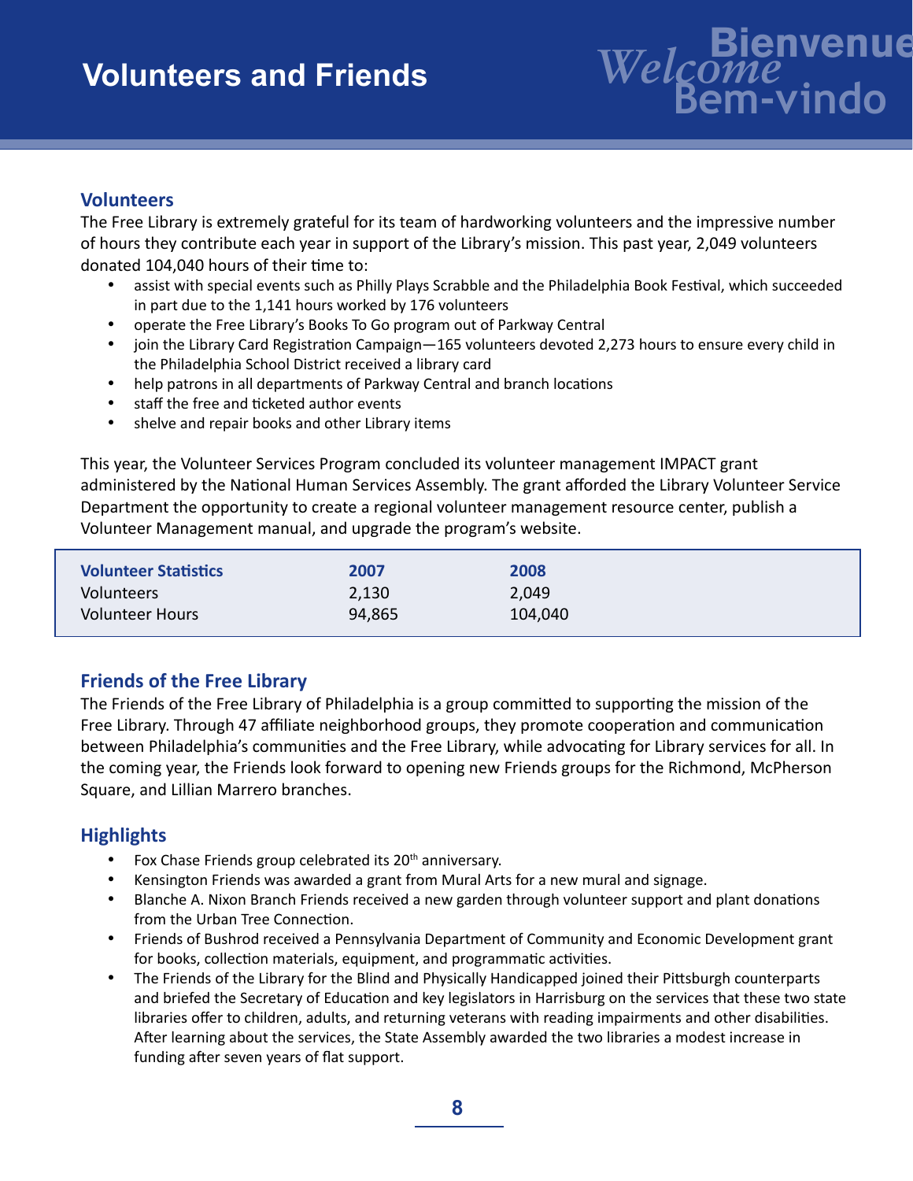# Volunteers and Friends

## Volunteers

The Free Library is extremely grateful for its team of hardworking volunteers and the impressive number of hours they contribute each year in support of the Library's mission. This past year, 2,049 volunteers donated 104,040 hours of their time to:

- assist with special events such as Philly Plays Scrabble and the Philadelphia Book Festival, which succeeded in part due to the 1,141 hours worked by 176 volunteers
- operate the Free Library's Books To Go program out of Parkway Central
- join the Library Card Registration Campaign—165 volunteers devoted 2,273 hours to ensure every child in the Philadelphia School District received a library card
- help patrons in all departments of Parkway Central and branch locations
- staff the free and ticketed author events
- shelve and repair books and other Library items

This year, the Volunteer Services Program concluded its volunteer management IMPACT grant administered by the National Human Services Assembly. The grant afforded the Library Volunteer Service Department the opportunity to create a regional volunteer management resource center, publish a Volunteer Management manual, and upgrade the program's website.

| Volunteer Statistics | 2007 | 2008 |
|---|---|---|
| Volunteers | 2,130 | 2,049 |
| Volunteer Hours | 94,865 | 104,040 |

## Friends of the Free Library

The Friends of the Free Library of Philadelphia is a group committed to supporting the mission of the Free Library. Through 47 affiliate neighborhood groups, they promote cooperation and communication between Philadelphia's communities and the Free Library, while advocating for Library services for all. In the coming year, the Friends look forward to opening new Friends groups for the Richmond, McPherson Square, and Lillian Marrero branches.

## Highlights

- Fox Chase Friends group celebrated its 20th anniversary.
- Kensington Friends was awarded a grant from Mural Arts for a new mural and signage.
- Blanche A. Nixon Branch Friends received a new garden through volunteer support and plant donations from the Urban Tree Connection.
- Friends of Bushrod received a Pennsylvania Department of Community and Economic Development grant for books, collection materials, equipment, and programmatic activities.
- The Friends of the Library for the Blind and Physically Handicapped joined their Pittsburgh counterparts and briefed the Secretary of Education and key legislators in Harrisburg on the services that these two state libraries offer to children, adults, and returning veterans with reading impairments and other disabilities. After learning about the services, the State Assembly awarded the two libraries a modest increase in funding after seven years of flat support.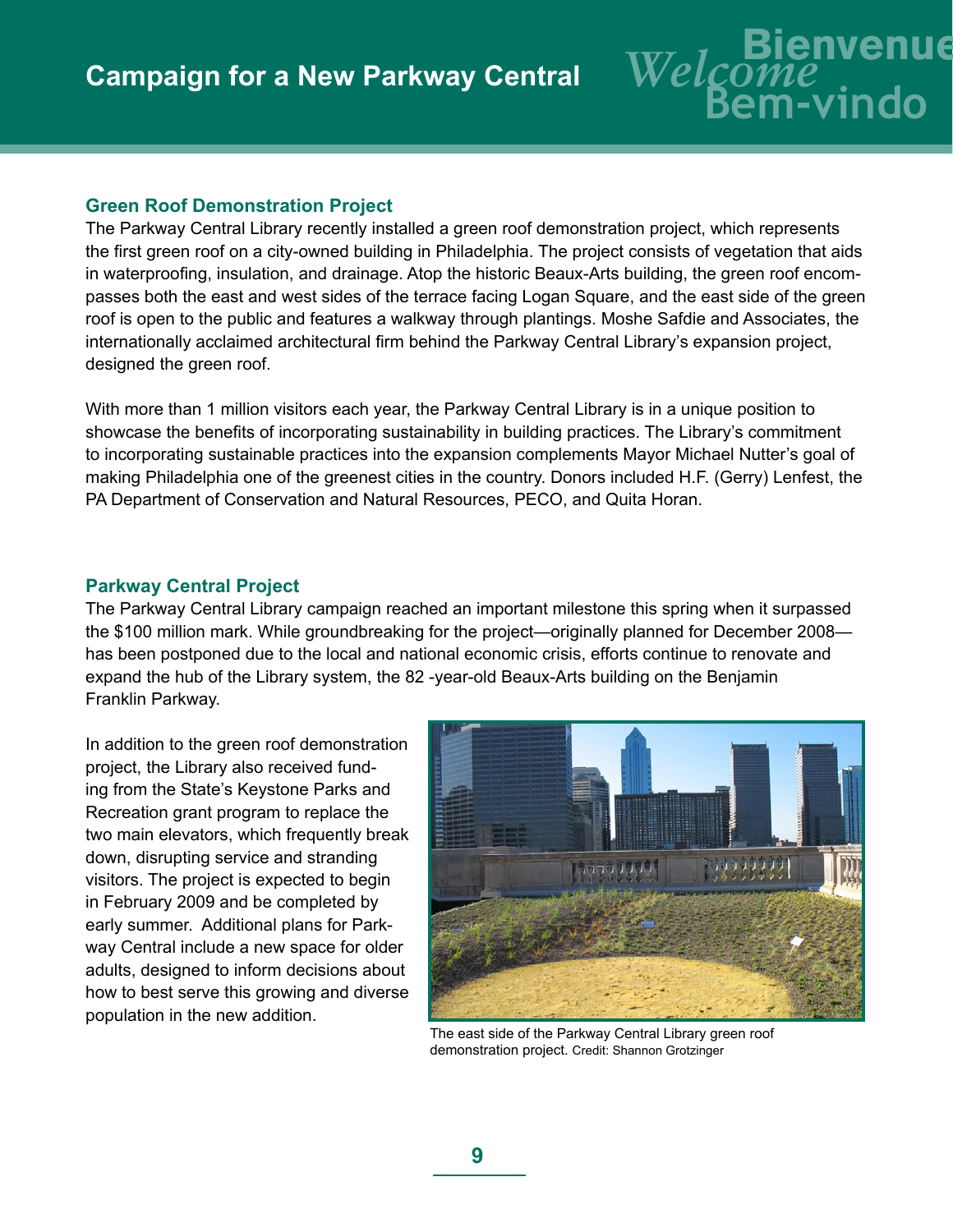# Campaign for a New Parkway Central

## Green Roof Demonstration Project

The Parkway Central Library recently installed a green roof demonstration project, which represents the first green roof on a city-owned building in Philadelphia. The project consists of vegetation that aids in waterproofing, insulation, and drainage. Atop the historic Beaux-Arts building, the green roof encompasses both the east and west sides of the terrace facing Logan Square, and the east side of the green roof is open to the public and features a walkway through plantings. Moshe Safdie and Associates, the internationally acclaimed architectural firm behind the Parkway Central Library's expansion project, designed the green roof.

With more than 1 million visitors each year, the Parkway Central Library is in a unique position to showcase the benefits of incorporating sustainability in building practices. The Library's commitment to incorporating sustainable practices into the expansion complements Mayor Michael Nutter's goal of making Philadelphia one of the greenest cities in the country. Donors included H.F. (Gerry) Lenfest, the PA Department of Conservation and Natural Resources, PECO, and Quita Horan.

## Parkway Central Project

The Parkway Central Library campaign reached an important milestone this spring when it surpassed the $100 million mark. While groundbreaking for the project—originally planned for December 2008—has been postponed due to the local and national economic crisis, efforts continue to renovate and expand the hub of the Library system, the 82 -year-old Beaux-Arts building on the Benjamin Franklin Parkway.

In addition to the green roof demonstration project, the Library also received funding from the State's Keystone Parks and Recreation grant program to replace the two main elevators, which frequently break down, disrupting service and stranding visitors. The project is expected to begin in February 2009 and be completed by early summer. Additional plans for Parkway Central include a new space for older adults, designed to inform decisions about how to best serve this growing and diverse population in the new addition.

The east side of the Parkway Central Library green roof demonstration project. Credit: Shannon Grotzinger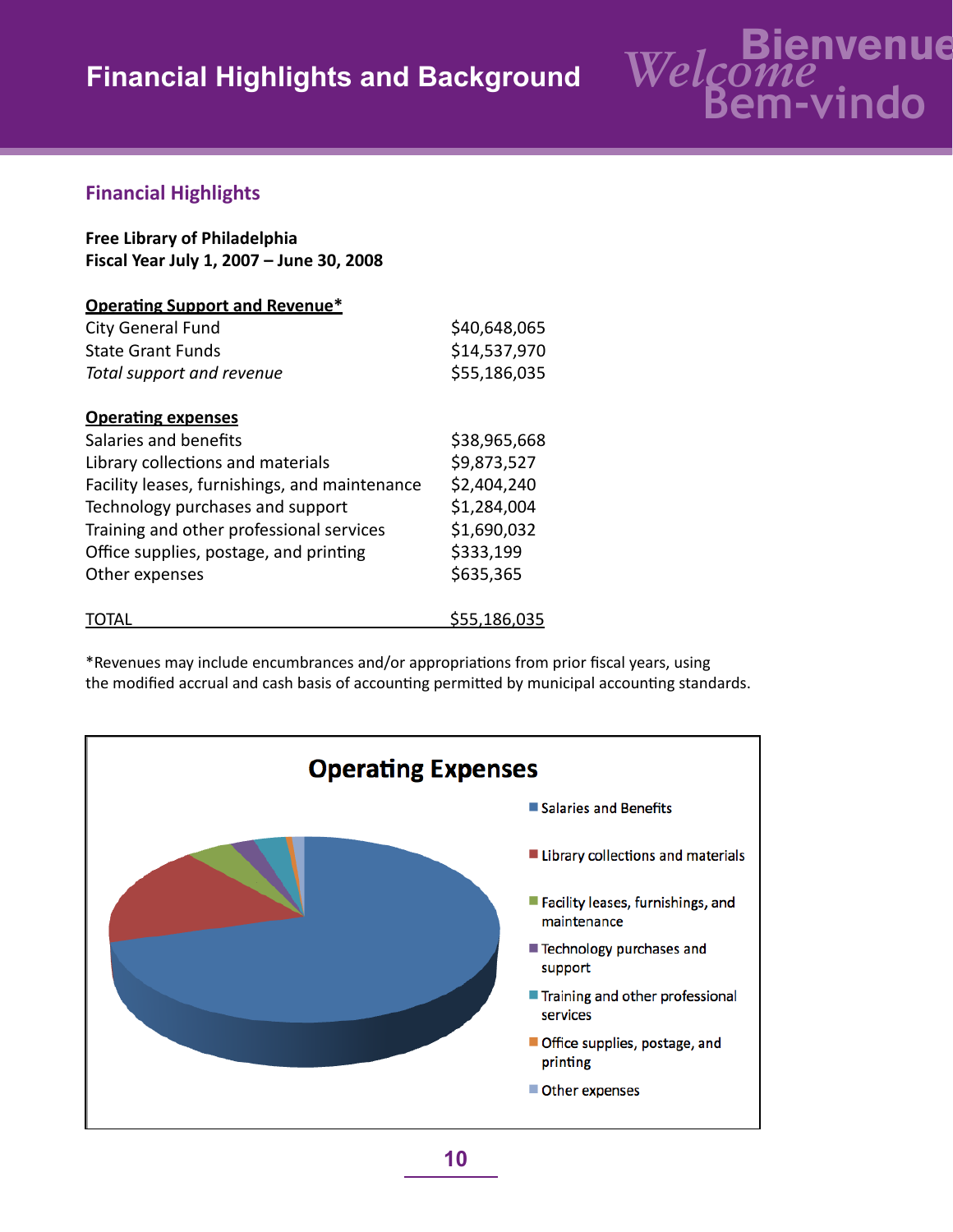# Financial Highlights and Background

## Financial Highlights

**Free Library of Philadelphia**
**Fiscal Year July 1, 2007 – June 30, 2008**

| **Operating Support and Revenue*** | |
|---|---|
| City General Fund | $40,648,065 |
| State Grant Funds | $14,537,970 |
| *Total support and revenue* | $55,186,035 |

| **Operating expenses** | |
|---|---|
| Salaries and benefits | $38,965,668 |
| Library collections and materials | $9,873,527 |
| Facility leases, furnishings, and maintenance | $2,404,240 |
| Technology purchases and support | $1,284,004 |
| Training and other professional services | $1,690,032 |
| Office supplies, postage, and printing | $333,199 |
| Other expenses | $635,365 |
| TOTAL | $55,186,035 |

*Revenues may include encumbrances and/or appropriations from prior fiscal years, using the modified accrual and cash basis of accounting permitted by municipal accounting standards.

**Operating Expenses**

- Salaries and Benefits
- Library collections and materials
- Facility leases, furnishings, and maintenance
- Technology purchases and support
- Training and other professional services
- Office supplies, postage, and printing
- Other expenses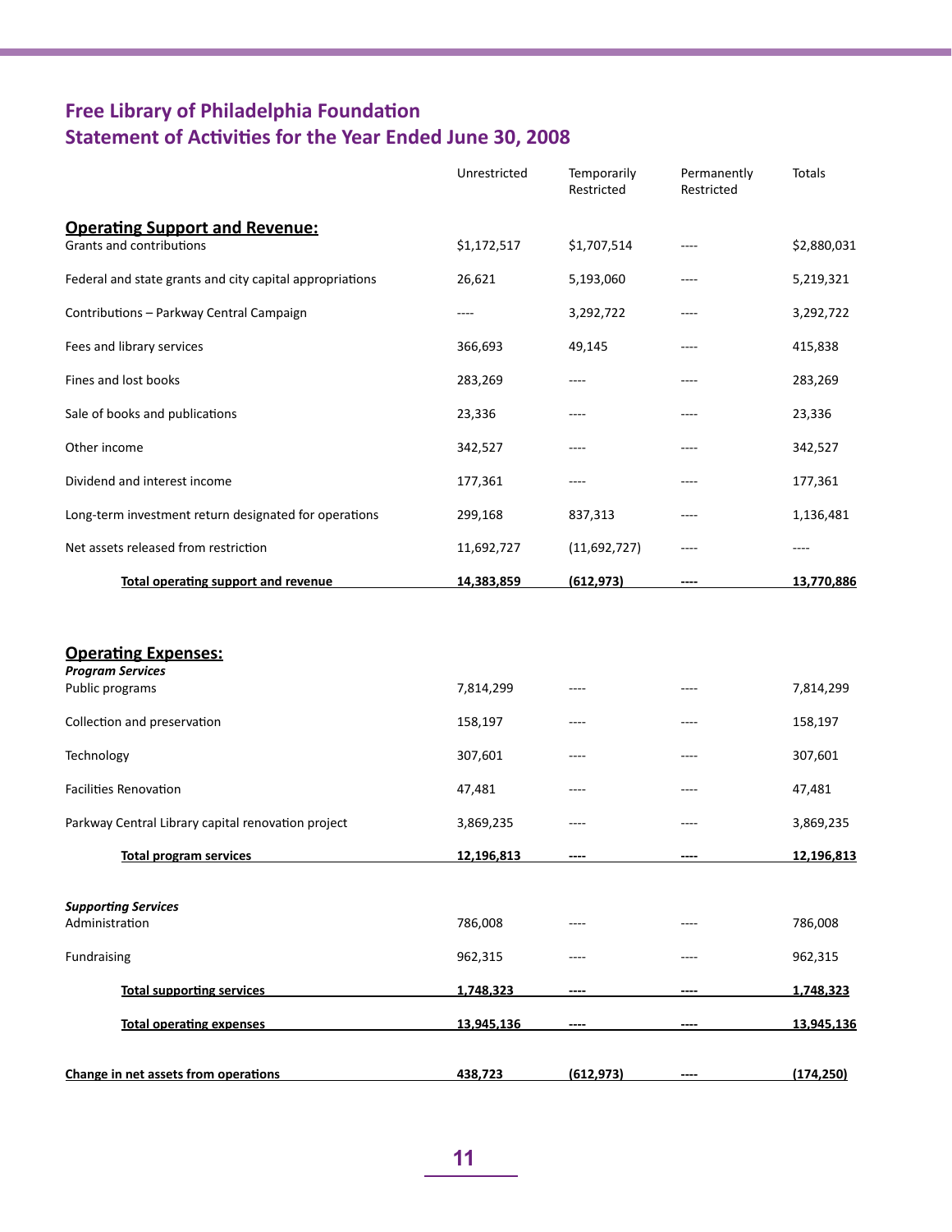## Free Library of Philadelphia Foundation
## Statement of Activities for the Year Ended June 30, 2008

| | Unrestricted | Temporarily Restricted | Permanently Restricted | Totals |
|---|---|---|---|---|
| **Operating Support and Revenue:** | | | | |
| Grants and contributions | $1,172,517 | $1,707,514 | ---- | $2,880,031 |
| Federal and state grants and city capital appropriations | 26,621 | 5,193,060 | ---- | 5,219,321 |
| Contributions – Parkway Central Campaign | ---- | 3,292,722 | ---- | 3,292,722 |
| Fees and library services | 366,693 | 49,145 | ---- | 415,838 |
| Fines and lost books | 283,269 | ---- | ---- | 283,269 |
| Sale of books and publications | 23,336 | ---- | ---- | 23,336 |
| Other income | 342,527 | ---- | ---- | 342,527 |
| Dividend and interest income | 177,361 | ---- | ---- | 177,361 |
| Long-term investment return designated for operations | 299,168 | 837,313 | ---- | 1,136,481 |
| Net assets released from restriction | 11,692,727 | (11,692,727) | ---- | ---- |
| **Total operating support and revenue** | **14,383,859** | **(612,973)** | **----** | **13,770,886** |
| **Operating Expenses:** | | | | |
| ***Program Services*** | | | | |
| Public programs | 7,814,299 | ---- | ---- | 7,814,299 |
| Collection and preservation | 158,197 | ---- | ---- | 158,197 |
| Technology | 307,601 | ---- | ---- | 307,601 |
| Facilities Renovation | 47,481 | ---- | ---- | 47,481 |
| Parkway Central Library capital renovation project | 3,869,235 | ---- | ---- | 3,869,235 |
| **Total program services** | **12,196,813** | **----** | **----** | **12,196,813** |
| ***Supporting Services*** | | | | |
| Administration | 786,008 | ---- | ---- | 786,008 |
| Fundraising | 962,315 | ---- | ---- | 962,315 |
| **Total supporting services** | **1,748,323** | **----** | **----** | **1,748,323** |
| **Total operating expenses** | **13,945,136** | **----** | **----** | **13,945,136** |
| **Change in net assets from operations** | **438,723** | **(612,973)** | **----** | **(174,250)** |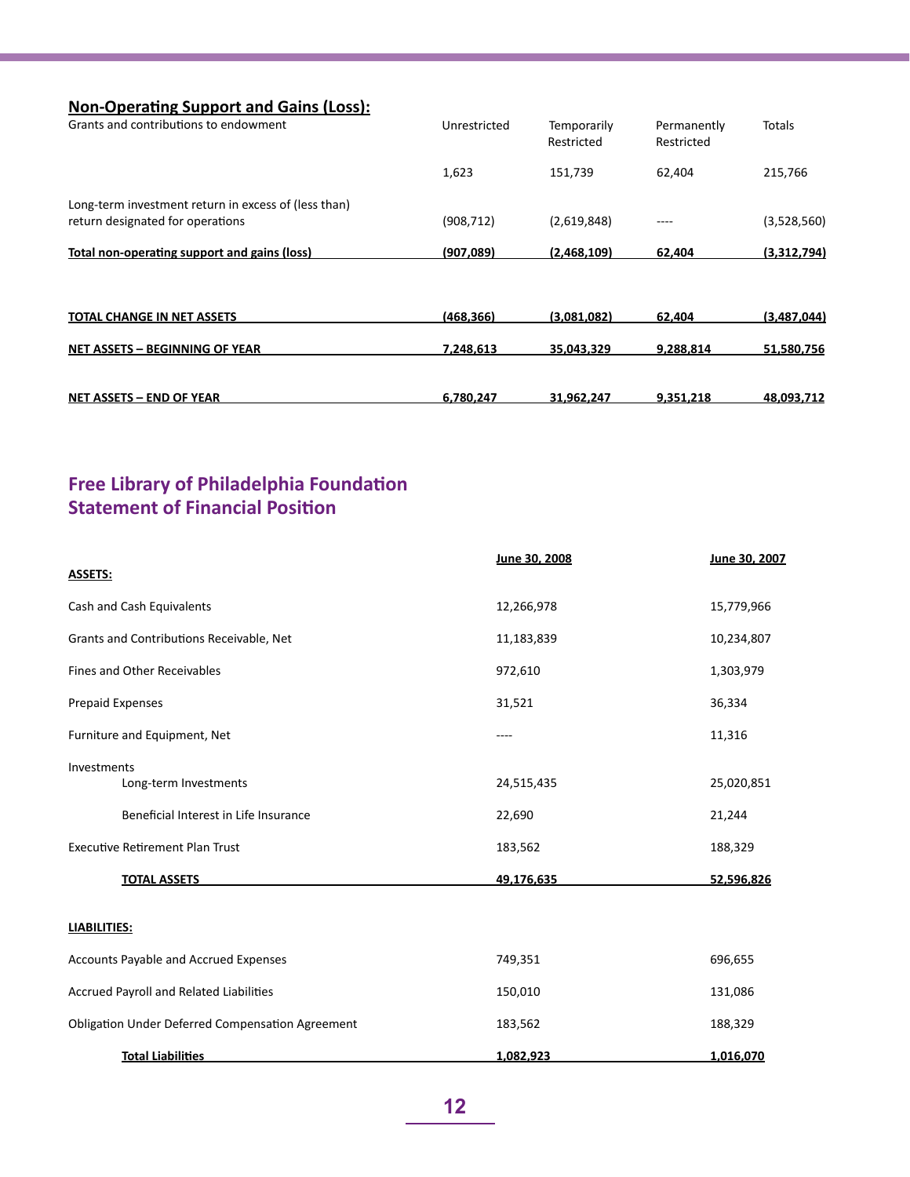## Non-Operating Support and Gains (Loss):

| | Unrestricted | Temporarily Restricted | Permanently Restricted | Totals |
|---|---|---|---|---|
| Grants and contributions to endowment | 1,623 | 151,739 | 62,404 | 215,766 |
| Long-term investment return in excess of (less than) return designated for operations | (908,712) | (2,619,848) | ---- | (3,528,560) |
| **Total non-operating support and gains (loss)** | **(907,089)** | **(2,468,109)** | **62,404** | **(3,312,794)** |
| **TOTAL CHANGE IN NET ASSETS** | **(468,366)** | **(3,081,082)** | **62,404** | **(3,487,044)** |
| **NET ASSETS – BEGINNING OF YEAR** | **7,248,613** | **35,043,329** | **9,288,814** | **51,580,756** |
| **NET ASSETS – END OF YEAR** | **6,780,247** | **31,962,247** | **9,351,218** | **48,093,712** |

## Free Library of Philadelphia Foundation
## Statement of Financial Position

| | June 30, 2008 | June 30, 2007 |
|---|---|---|
| **ASSETS:** | | |
| Cash and Cash Equivalents | 12,266,978 | 15,779,966 |
| Grants and Contributions Receivable, Net | 11,183,839 | 10,234,807 |
| Fines and Other Receivables | 972,610 | 1,303,979 |
| Prepaid Expenses | 31,521 | 36,334 |
| Furniture and Equipment, Net | ---- | 11,316 |
| Investments | | |
| Long-term Investments | 24,515,435 | 25,020,851 |
| Beneficial Interest in Life Insurance | 22,690 | 21,244 |
| Executive Retirement Plan Trust | 183,562 | 188,329 |
| **TOTAL ASSETS** | **49,176,635** | **52,596,826** |
| **LIABILITIES:** | | |
| Accounts Payable and Accrued Expenses | 749,351 | 696,655 |
| Accrued Payroll and Related Liabilities | 150,010 | 131,086 |
| Obligation Under Deferred Compensation Agreement | 183,562 | 188,329 |
| **Total Liabilities** | **1,082,923** | **1,016,070** |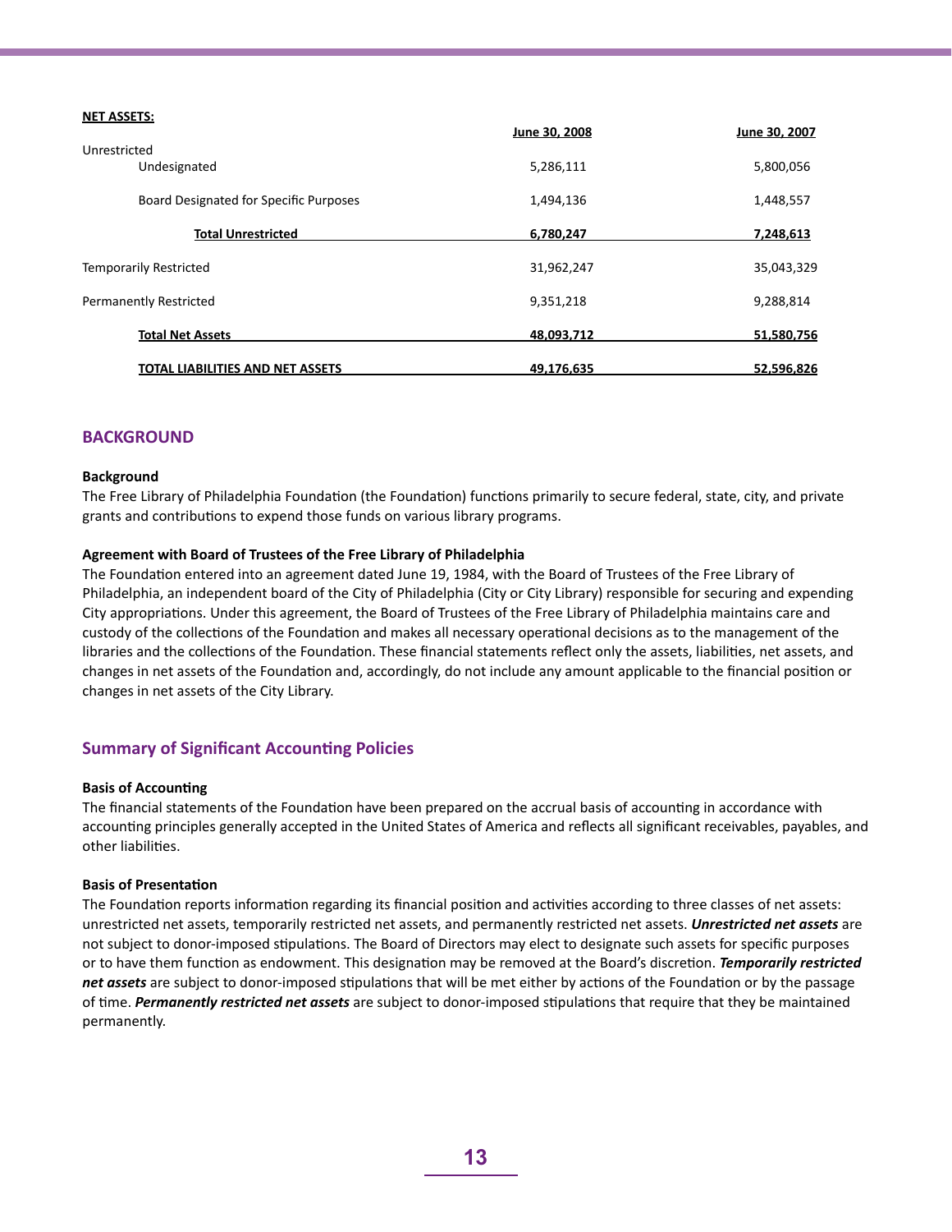**NET ASSETS:**

| | June 30, 2008 | June 30, 2007 |
|---|---|---|
| Unrestricted | | |
| Undesignated | 5,286,111 | 5,800,056 |
| Board Designated for Specific Purposes | 1,494,136 | 1,448,557 |
| **Total Unrestricted** | **6,780,247** | **7,248,613** |
| Temporarily Restricted | 31,962,247 | 35,043,329 |
| Permanently Restricted | 9,351,218 | 9,288,814 |
| **Total Net Assets** | **48,093,712** | **51,580,756** |
| **TOTAL LIABILITIES AND NET ASSETS** | **49,176,635** | **52,596,826** |

## BACKGROUND

**Background**

The Free Library of Philadelphia Foundation (the Foundation) functions primarily to secure federal, state, city, and private grants and contributions to expend those funds on various library programs.

**Agreement with Board of Trustees of the Free Library of Philadelphia**

The Foundation entered into an agreement dated June 19, 1984, with the Board of Trustees of the Free Library of Philadelphia, an independent board of the City of Philadelphia (City or City Library) responsible for securing and expending City appropriations. Under this agreement, the Board of Trustees of the Free Library of Philadelphia maintains care and custody of the collections of the Foundation and makes all necessary operational decisions as to the management of the libraries and the collections of the Foundation. These financial statements reflect only the assets, liabilities, net assets, and changes in net assets of the Foundation and, accordingly, do not include any amount applicable to the financial position or changes in net assets of the City Library.

## Summary of Significant Accounting Policies

**Basis of Accounting**

The financial statements of the Foundation have been prepared on the accrual basis of accounting in accordance with accounting principles generally accepted in the United States of America and reflects all significant receivables, payables, and other liabilities.

**Basis of Presentation**

The Foundation reports information regarding its financial position and activities according to three classes of net assets: unrestricted net assets, temporarily restricted net assets, and permanently restricted net assets. ***Unrestricted net assets*** are not subject to donor-imposed stipulations. The Board of Directors may elect to designate such assets for specific purposes or to have them function as endowment. This designation may be removed at the Board's discretion. ***Temporarily restricted net assets*** are subject to donor-imposed stipulations that will be met either by actions of the Foundation or by the passage of time. ***Permanently restricted net assets*** are subject to donor-imposed stipulations that require that they be maintained permanently.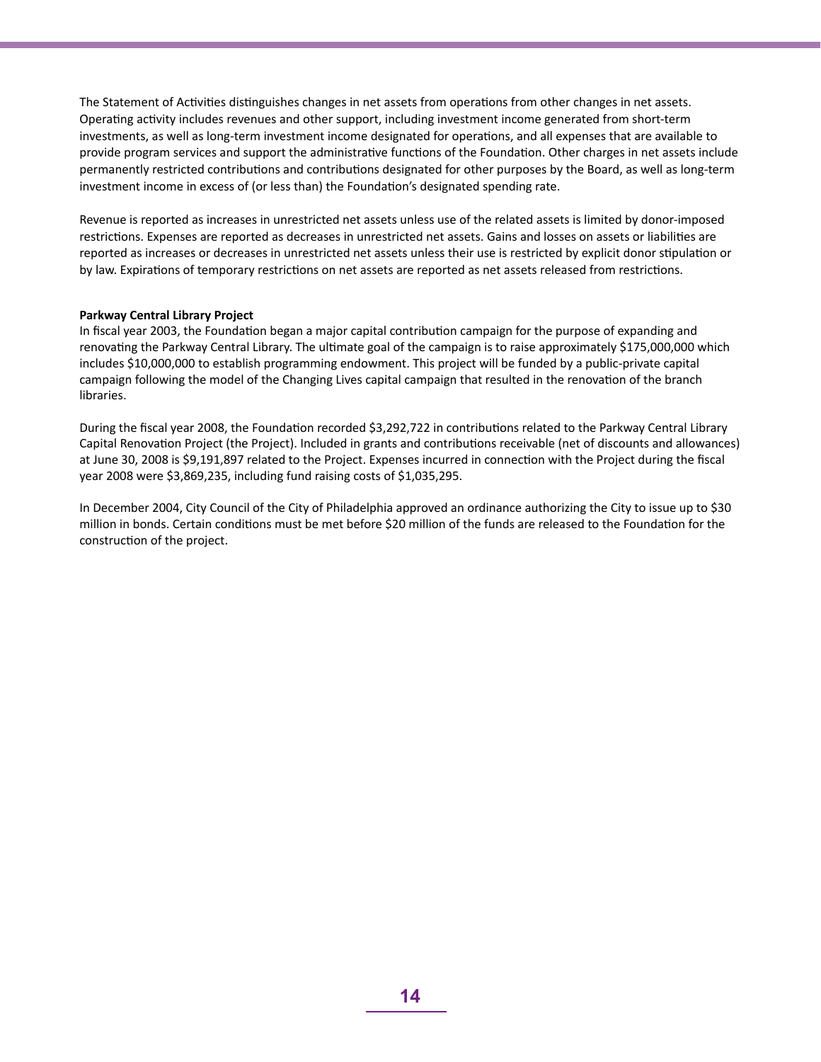The Statement of Activities distinguishes changes in net assets from operations from other changes in net assets. Operating activity includes revenues and other support, including investment income generated from short-term investments, as well as long-term investment income designated for operations, and all expenses that are available to provide program services and support the administrative functions of the Foundation. Other charges in net assets include permanently restricted contributions and contributions designated for other purposes by the Board, as well as long-term investment income in excess of (or less than) the Foundation's designated spending rate.

Revenue is reported as increases in unrestricted net assets unless use of the related assets is limited by donor-imposed restrictions. Expenses are reported as decreases in unrestricted net assets. Gains and losses on assets or liabilities are reported as increases or decreases in unrestricted net assets unless their use is restricted by explicit donor stipulation or by law. Expirations of temporary restrictions on net assets are reported as net assets released from restrictions.

**Parkway Central Library Project**

In fiscal year 2003, the Foundation began a major capital contribution campaign for the purpose of expanding and renovating the Parkway Central Library. The ultimate goal of the campaign is to raise approximately $175,000,000 which includes $10,000,000 to establish programming endowment. This project will be funded by a public-private capital campaign following the model of the Changing Lives capital campaign that resulted in the renovation of the branch libraries.

During the fiscal year 2008, the Foundation recorded $3,292,722 in contributions related to the Parkway Central Library Capital Renovation Project (the Project). Included in grants and contributions receivable (net of discounts and allowances) at June 30, 2008 is $9,191,897 related to the Project. Expenses incurred in connection with the Project during the fiscal year 2008 were $3,869,235, including fund raising costs of $1,035,295.

In December 2004, City Council of the City of Philadelphia approved an ordinance authorizing the City to issue up to $30 million in bonds. Certain conditions must be met before $20 million of the funds are released to the Foundation for the construction of the project.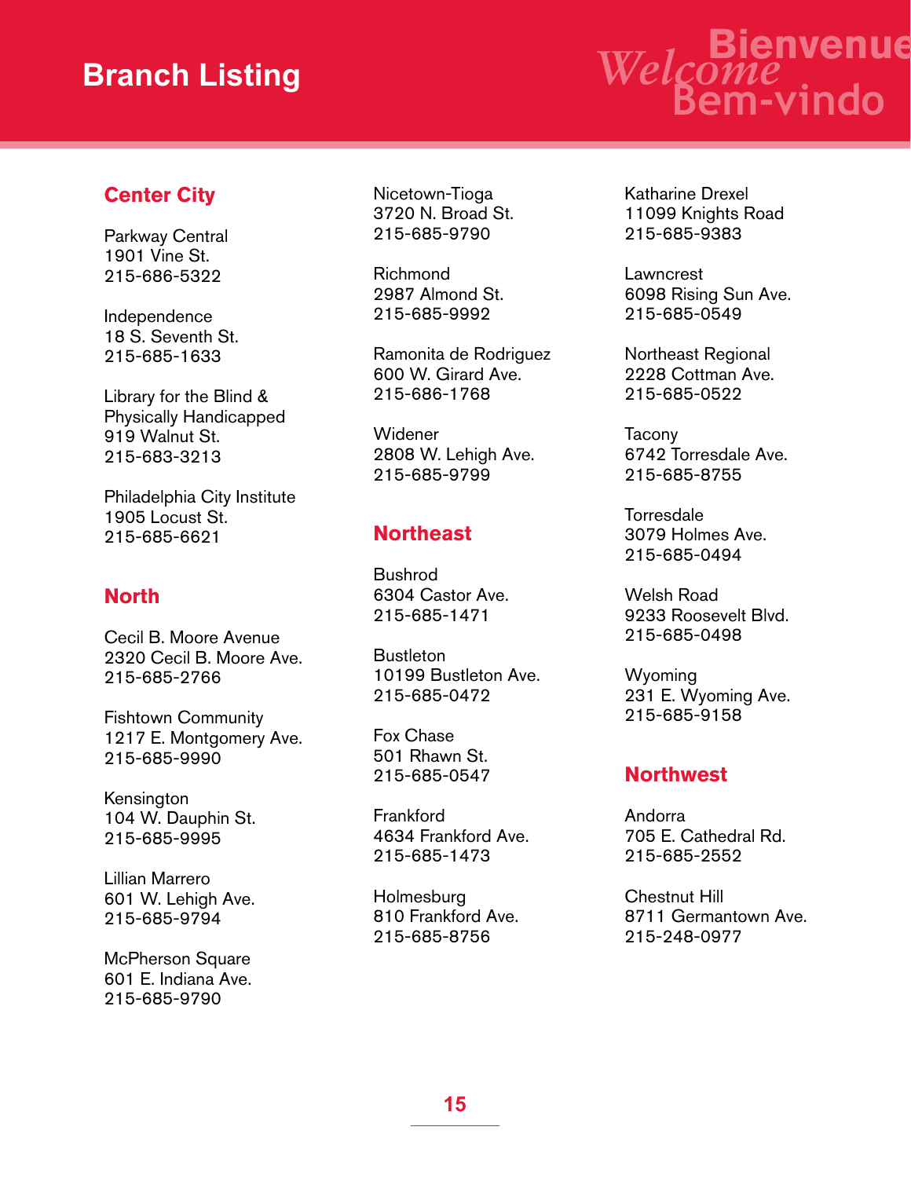# Branch Listing

*Welcome* Bienvenue Bem-vindo

## Center City

Parkway Central
1901 Vine St.
215-686-5322

Independence
18 S. Seventh St.
215-685-1633

Library for the Blind & Physically Handicapped
919 Walnut St.
215-683-3213

Philadelphia City Institute
1905 Locust St.
215-685-6621

## North

Cecil B. Moore Avenue
2320 Cecil B. Moore Ave.
215-685-2766

Fishtown Community
1217 E. Montgomery Ave.
215-685-9990

Kensington
104 W. Dauphin St.
215-685-9995

Lillian Marrero
601 W. Lehigh Ave.
215-685-9794

McPherson Square
601 E. Indiana Ave.
215-685-9790

Nicetown-Tioga
3720 N. Broad St.
215-685-9790

Richmond
2987 Almond St.
215-685-9992

Ramonita de Rodriguez
600 W. Girard Ave.
215-686-1768

Widener
2808 W. Lehigh Ave.
215-685-9799

## Northeast

Bushrod
6304 Castor Ave.
215-685-1471

Bustleton
10199 Bustleton Ave.
215-685-0472

Fox Chase
501 Rhawn St.
215-685-0547

Frankford
4634 Frankford Ave.
215-685-1473

Holmesburg
810 Frankford Ave.
215-685-8756

Katharine Drexel
11099 Knights Road
215-685-9383

Lawncrest
6098 Rising Sun Ave.
215-685-0549

Northeast Regional
2228 Cottman Ave.
215-685-0522

Tacony
6742 Torresdale Ave.
215-685-8755

Torresdale
3079 Holmes Ave.
215-685-0494

Welsh Road
9233 Roosevelt Blvd.
215-685-0498

Wyoming
231 E. Wyoming Ave.
215-685-9158

## Northwest

Andorra
705 E. Cathedral Rd.
215-685-2552

Chestnut Hill
8711 Germantown Ave.
215-248-0977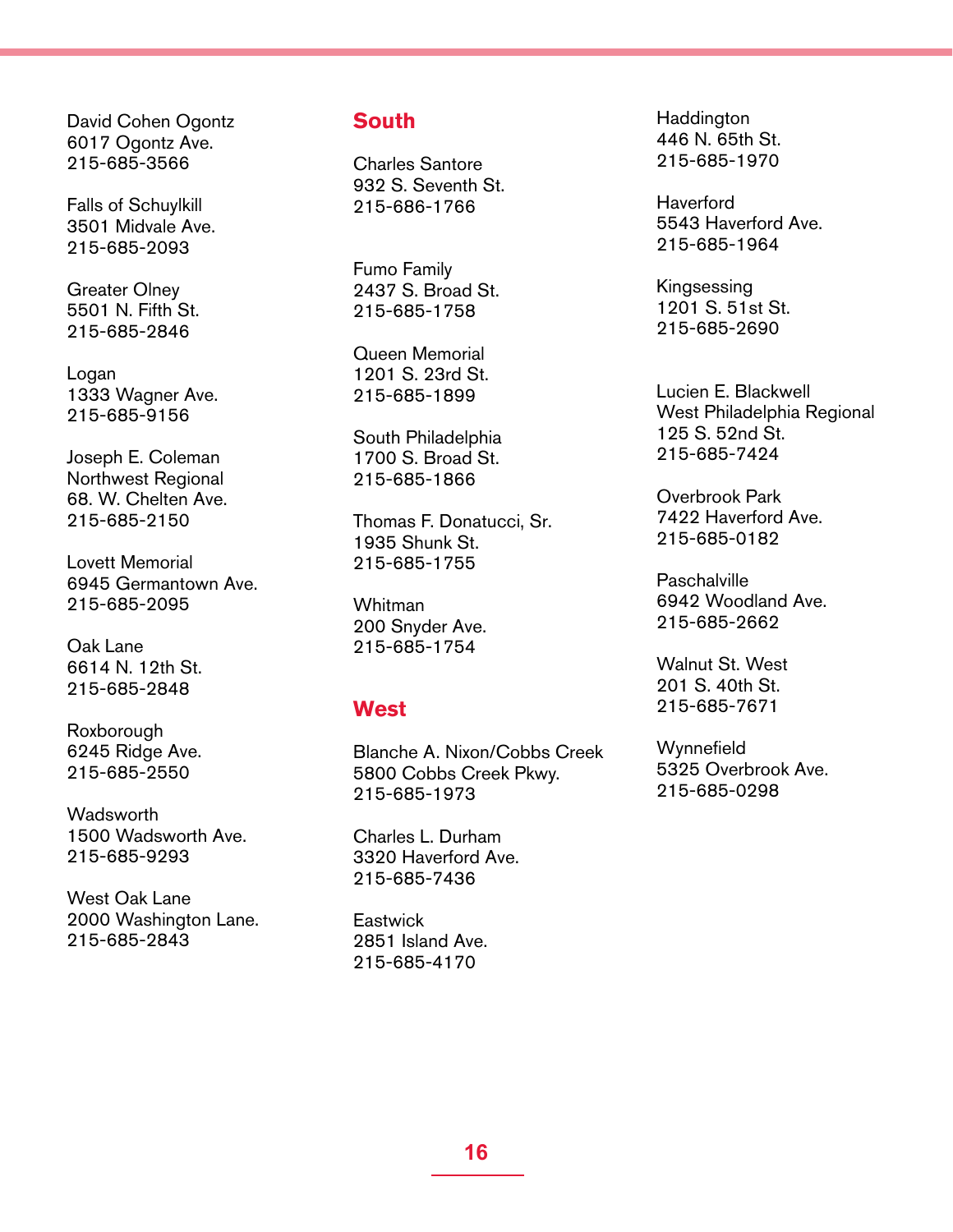David Cohen Ogontz
6017 Ogontz Ave.
215-685-3566

Falls of Schuylkill
3501 Midvale Ave.
215-685-2093

Greater Olney
5501 N. Fifth St.
215-685-2846

Logan
1333 Wagner Ave.
215-685-9156

Joseph E. Coleman
Northwest Regional
68. W. Chelten Ave.
215-685-2150

Lovett Memorial
6945 Germantown Ave.
215-685-2095

Oak Lane
6614 N. 12th St.
215-685-2848

Roxborough
6245 Ridge Ave.
215-685-2550

Wadsworth
1500 Wadsworth Ave.
215-685-9293

West Oak Lane
2000 Washington Lane.
215-685-2843

## South

Charles Santore
932 S. Seventh St.
215-686-1766

Fumo Family
2437 S. Broad St.
215-685-1758

Queen Memorial
1201 S. 23rd St.
215-685-1899

South Philadelphia
1700 S. Broad St.
215-685-1866

Thomas F. Donatucci, Sr.
1935 Shunk St.
215-685-1755

Whitman
200 Snyder Ave.
215-685-1754

## West

Blanche A. Nixon/Cobbs Creek
5800 Cobbs Creek Pkwy.
215-685-1973

Charles L. Durham
3320 Haverford Ave.
215-685-7436

Eastwick
2851 Island Ave.
215-685-4170

Haddington
446 N. 65th St.
215-685-1970

Haverford
5543 Haverford Ave.
215-685-1964

Kingsessing
1201 S. 51st St.
215-685-2690

Lucien E. Blackwell
West Philadelphia Regional
125 S. 52nd St.
215-685-7424

Overbrook Park
7422 Haverford Ave.
215-685-0182

Paschalville
6942 Woodland Ave.
215-685-2662

Walnut St. West
201 S. 40th St.
215-685-7671

Wynnefield
5325 Overbrook Ave.
215-685-0298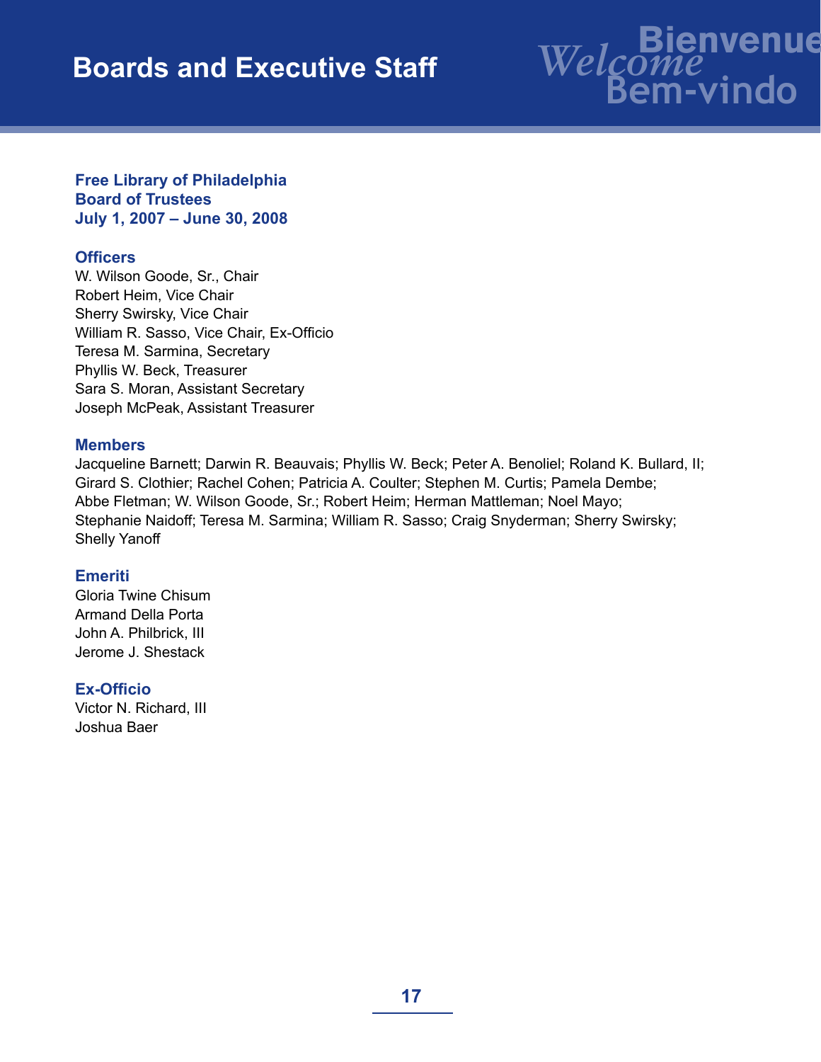# Boards and Executive Staff

Welcome Bienvenue Bem-vindo

## Free Library of Philadelphia Board of Trustees July 1, 2007 – June 30, 2008

### Officers

W. Wilson Goode, Sr., Chair
Robert Heim, Vice Chair
Sherry Swirsky, Vice Chair
William R. Sasso, Vice Chair, Ex-Officio
Teresa M. Sarmina, Secretary
Phyllis W. Beck, Treasurer
Sara S. Moran, Assistant Secretary
Joseph McPeak, Assistant Treasurer

### Members

Jacqueline Barnett; Darwin R. Beauvais; Phyllis W. Beck; Peter A. Benoliel; Roland K. Bullard, II; Girard S. Clothier; Rachel Cohen; Patricia A. Coulter; Stephen M. Curtis; Pamela Dembe; Abbe Fletman; W. Wilson Goode, Sr.; Robert Heim; Herman Mattleman; Noel Mayo; Stephanie Naidoff; Teresa M. Sarmina; William R. Sasso; Craig Snyderman; Sherry Swirsky; Shelly Yanoff

### Emeriti

Gloria Twine Chisum
Armand Della Porta
John A. Philbrick, III
Jerome J. Shestack

### Ex-Officio

Victor N. Richard, III
Joshua Baer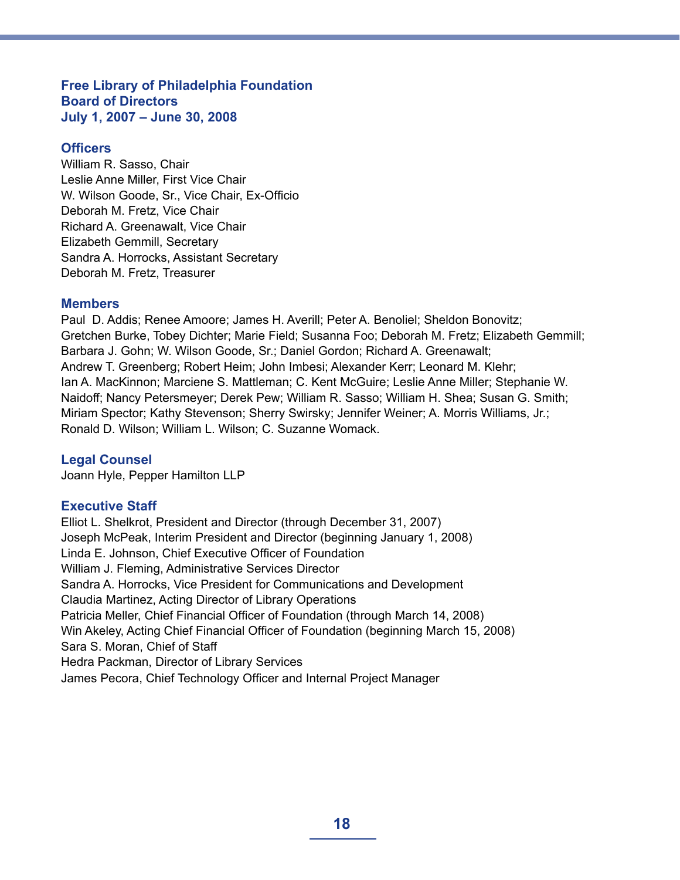# Free Library of Philadelphia Foundation
# Board of Directors
# July 1, 2007 – June 30, 2008

## Officers

William R. Sasso, Chair
Leslie Anne Miller, First Vice Chair
W. Wilson Goode, Sr., Vice Chair, Ex-Officio
Deborah M. Fretz, Vice Chair
Richard A. Greenawalt, Vice Chair
Elizabeth Gemmill, Secretary
Sandra A. Horrocks, Assistant Secretary
Deborah M. Fretz, Treasurer

## Members

Paul D. Addis; Renee Amoore; James H. Averill; Peter A. Benoliel; Sheldon Bonovitz; Gretchen Burke, Tobey Dichter; Marie Field; Susanna Foo; Deborah M. Fretz; Elizabeth Gemmill; Barbara J. Gohn; W. Wilson Goode, Sr.; Daniel Gordon; Richard A. Greenawalt; Andrew T. Greenberg; Robert Heim; John Imbesi; Alexander Kerr; Leonard M. Klehr; Ian A. MacKinnon; Marciene S. Mattleman; C. Kent McGuire; Leslie Anne Miller; Stephanie W. Naidoff; Nancy Petersmeyer; Derek Pew; William R. Sasso; William H. Shea; Susan G. Smith; Miriam Spector; Kathy Stevenson; Sherry Swirsky; Jennifer Weiner; A. Morris Williams, Jr.; Ronald D. Wilson; William L. Wilson; C. Suzanne Womack.

## Legal Counsel

Joann Hyle, Pepper Hamilton LLP

## Executive Staff

Elliot L. Shelkrot, President and Director (through December 31, 2007)
Joseph McPeak, Interim President and Director (beginning January 1, 2008)
Linda E. Johnson, Chief Executive Officer of Foundation
William J. Fleming, Administrative Services Director
Sandra A. Horrocks, Vice President for Communications and Development
Claudia Martinez, Acting Director of Library Operations
Patricia Meller, Chief Financial Officer of Foundation (through March 14, 2008)
Win Akeley, Acting Chief Financial Officer of Foundation (beginning March 15, 2008)
Sara S. Moran, Chief of Staff
Hedra Packman, Director of Library Services
James Pecora, Chief Technology Officer and Internal Project Manager